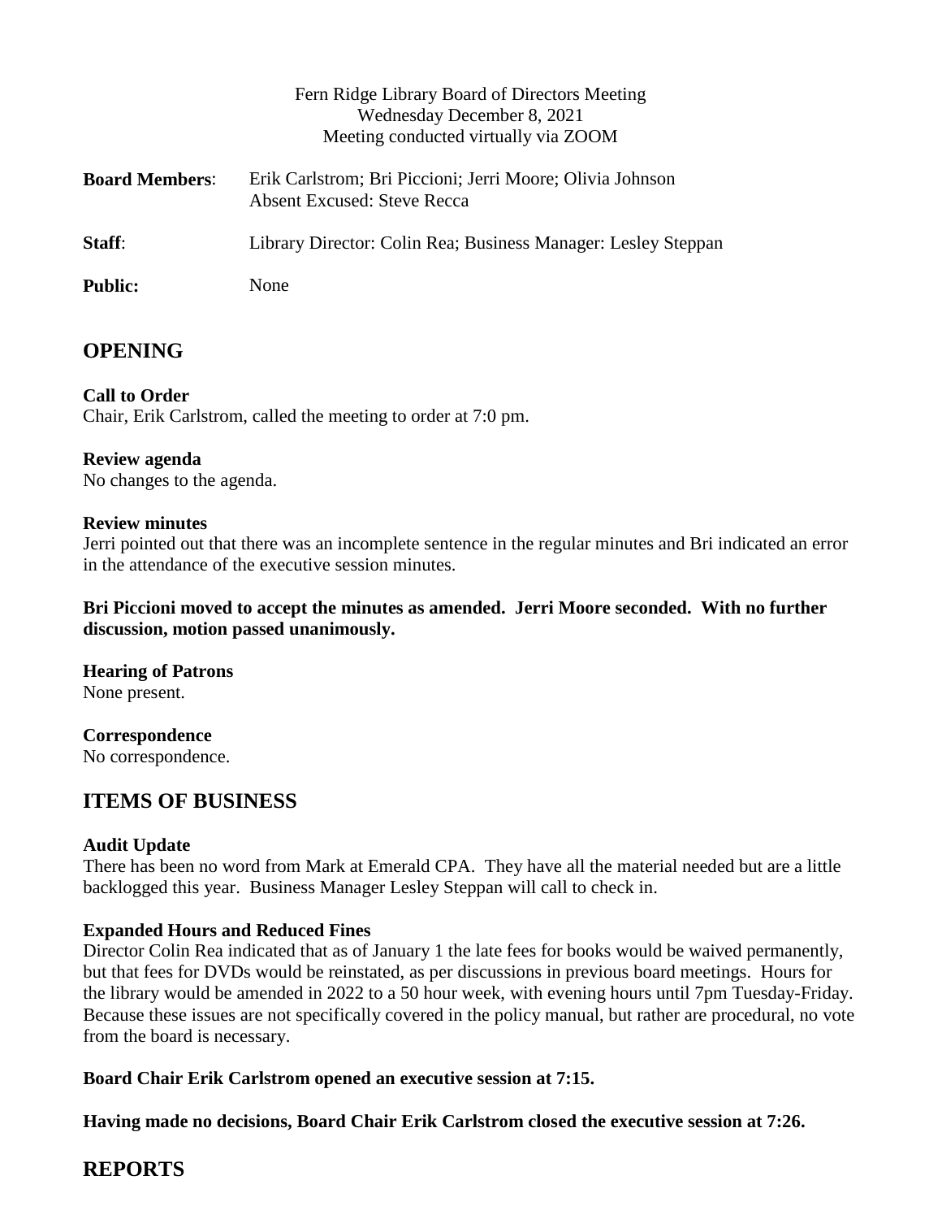Fern Ridge Library Board of Directors Meeting
Wednesday December 8, 2021
Meeting conducted virtually via ZOOM

**Board Members**: Erik Carlstrom; Bri Piccioni; Jerri Moore; Olivia Johnson
Absent Excused: Steve Recca

**Staff**: Library Director: Colin Rea; Business Manager: Lesley Steppan

**Public:** None

## OPENING

**Call to Order**
Chair, Erik Carlstrom, called the meeting to order at 7:0 pm.

**Review agenda**
No changes to the agenda.

**Review minutes**
Jerri pointed out that there was an incomplete sentence in the regular minutes and Bri indicated an error in the attendance of the executive session minutes.

**Bri Piccioni moved to accept the minutes as amended. Jerri Moore seconded. With no further discussion, motion passed unanimously.**

**Hearing of Patrons**
None present.

**Correspondence**
No correspondence.

## ITEMS OF BUSINESS

**Audit Update**
There has been no word from Mark at Emerald CPA. They have all the material needed but are a little backlogged this year. Business Manager Lesley Steppan will call to check in.

**Expanded Hours and Reduced Fines**
Director Colin Rea indicated that as of January 1 the late fees for books would be waived permanently, but that fees for DVDs would be reinstated, as per discussions in previous board meetings. Hours for the library would be amended in 2022 to a 50 hour week, with evening hours until 7pm Tuesday-Friday. Because these issues are not specifically covered in the policy manual, but rather are procedural, no vote from the board is necessary.

**Board Chair Erik Carlstrom opened an executive session at 7:15.**

**Having made no decisions, Board Chair Erik Carlstrom closed the executive session at 7:26.**

## REPORTS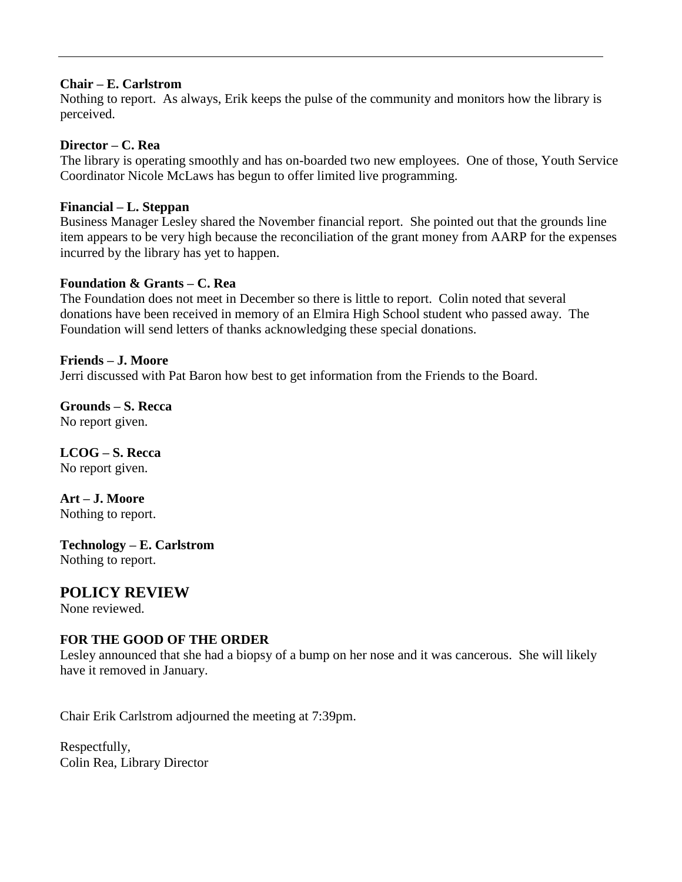**Chair – E. Carlstrom**
Nothing to report. As always, Erik keeps the pulse of the community and monitors how the library is perceived.

**Director – C. Rea**
The library is operating smoothly and has on-boarded two new employees. One of those, Youth Service Coordinator Nicole McLaws has begun to offer limited live programming.

**Financial – L. Steppan**
Business Manager Lesley shared the November financial report. She pointed out that the grounds line item appears to be very high because the reconciliation of the grant money from AARP for the expenses incurred by the library has yet to happen.

**Foundation & Grants – C. Rea**
The Foundation does not meet in December so there is little to report. Colin noted that several donations have been received in memory of an Elmira High School student who passed away. The Foundation will send letters of thanks acknowledging these special donations.

**Friends – J. Moore**
Jerri discussed with Pat Baron how best to get information from the Friends to the Board.

**Grounds – S. Recca**
No report given.

**LCOG – S. Recca**
No report given.

**Art – J. Moore**
Nothing to report.

**Technology – E. Carlstrom**
Nothing to report.

## POLICY REVIEW

None reviewed.

**FOR THE GOOD OF THE ORDER**
Lesley announced that she had a biopsy of a bump on her nose and it was cancerous. She will likely have it removed in January.

Chair Erik Carlstrom adjourned the meeting at 7:39pm.

Respectfully,
Colin Rea, Library Director